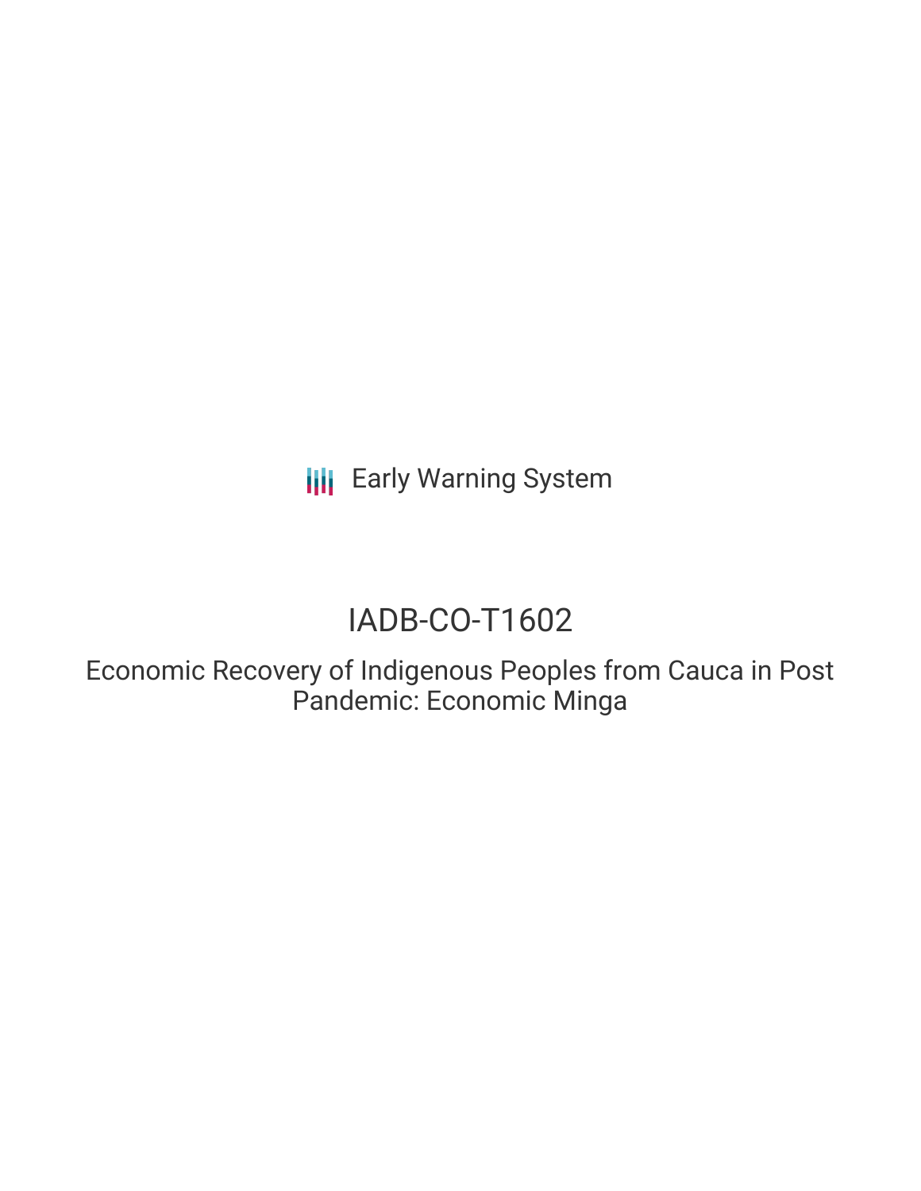Early Warning System

# IADB-CO-T1602

## Economic Recovery of Indigenous Peoples from Cauca in Post Pandemic: Economic Minga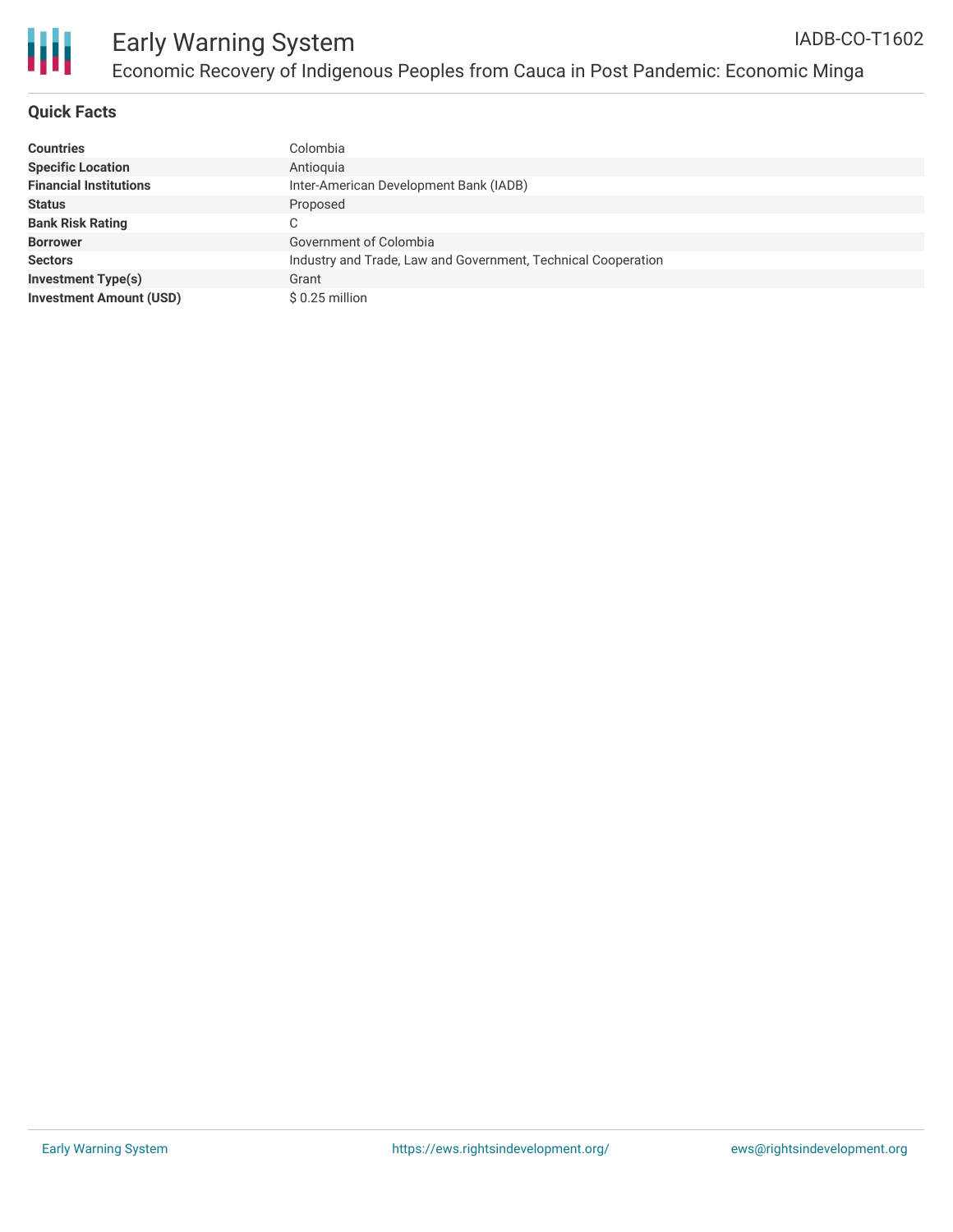# Early Warning System

## Economic Recovery of Indigenous Peoples from Cauca in Post Pandemic: Economic Minga

IADB-CO-T1602

### Quick Facts

| | |
|---|---|
| **Countries** | Colombia |
| **Specific Location** | Antioquia |
| **Financial Institutions** | Inter-American Development Bank (IADB) |
| **Status** | Proposed |
| **Bank Risk Rating** | C |
| **Borrower** | Government of Colombia |
| **Sectors** | Industry and Trade, Law and Government, Technical Cooperation |
| **Investment Type(s)** | Grant |
| **Investment Amount (USD)** | $ 0.25 million |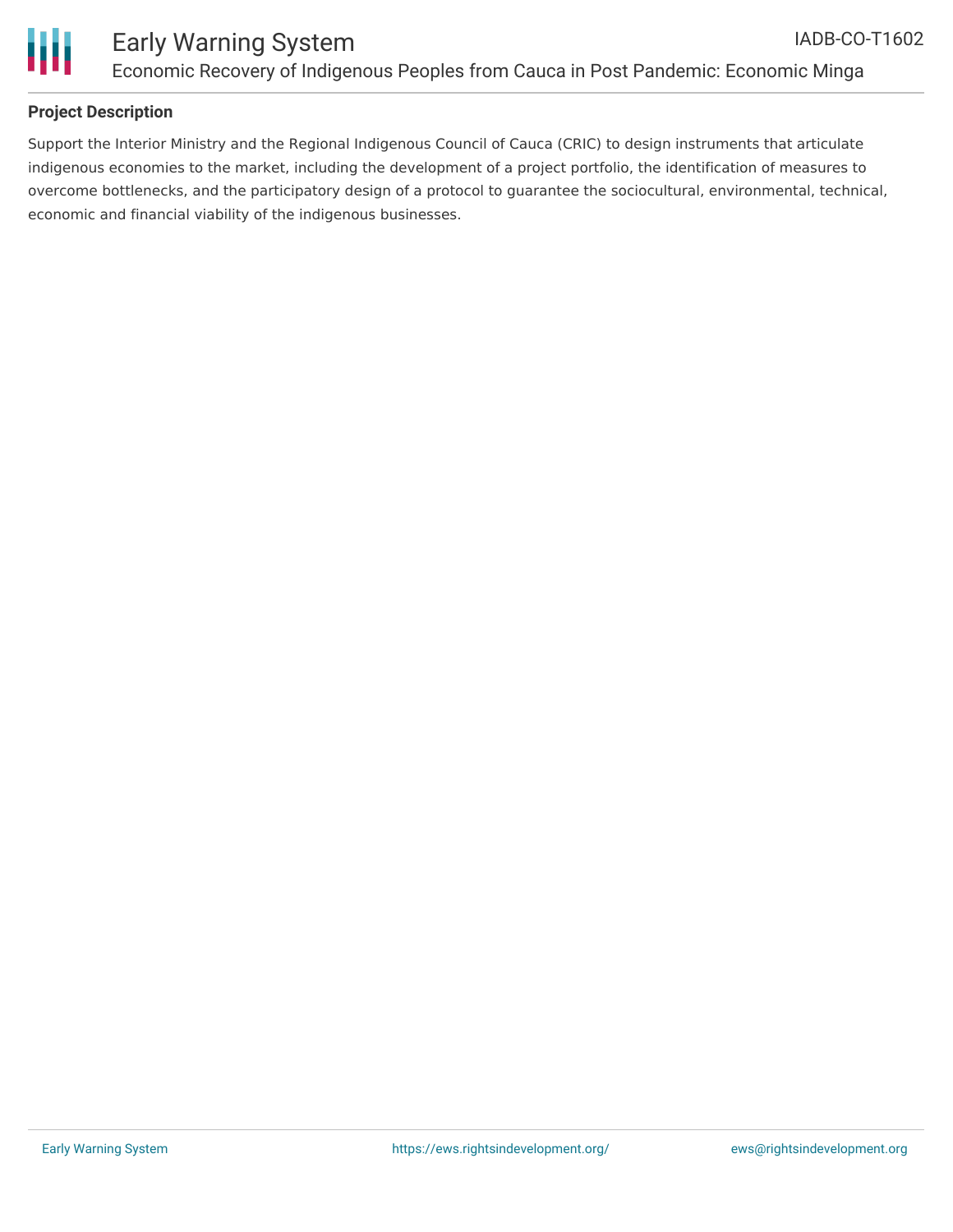### Project Description

Support the Interior Ministry and the Regional Indigenous Council of Cauca (CRIC) to design instruments that articulate indigenous economies to the market, including the development of a project portfolio, the identification of measures to overcome bottlenecks, and the participatory design of a protocol to guarantee the sociocultural, environmental, technical, economic and financial viability of the indigenous businesses.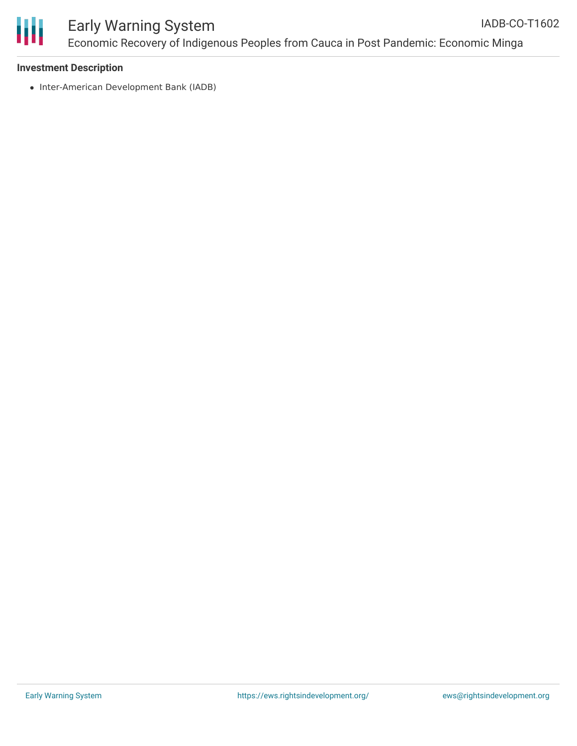### Investment Description

- Inter-American Development Bank (IADB)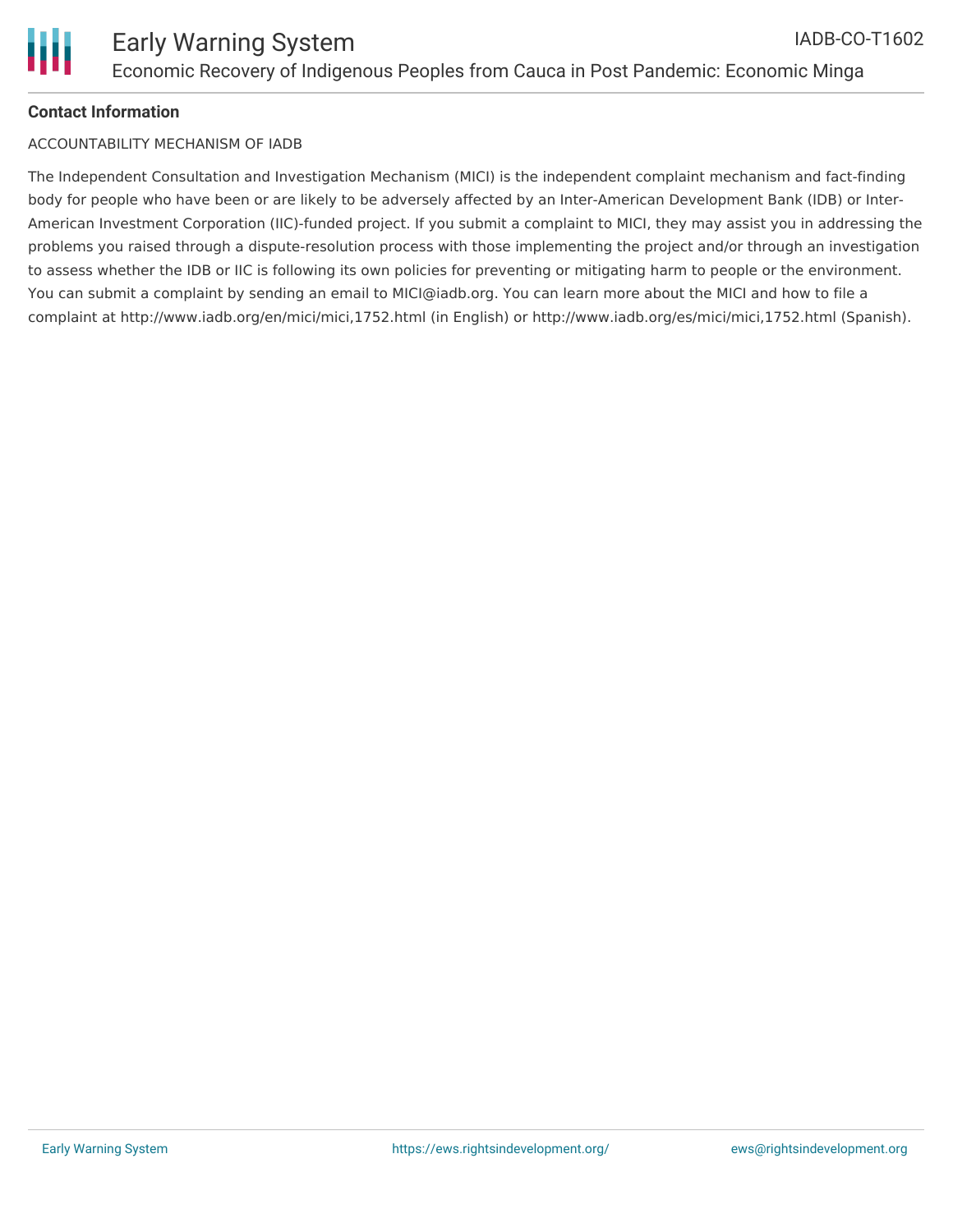**Contact Information**

ACCOUNTABILITY MECHANISM OF IADB

The Independent Consultation and Investigation Mechanism (MICI) is the independent complaint mechanism and fact-finding body for people who have been or are likely to be adversely affected by an Inter-American Development Bank (IDB) or Inter-American Investment Corporation (IIC)-funded project. If you submit a complaint to MICI, they may assist you in addressing the problems you raised through a dispute-resolution process with those implementing the project and/or through an investigation to assess whether the IDB or IIC is following its own policies for preventing or mitigating harm to people or the environment. You can submit a complaint by sending an email to MICI@iadb.org. You can learn more about the MICI and how to file a complaint at http://www.iadb.org/en/mici/mici,1752.html (in English) or http://www.iadb.org/es/mici/mici,1752.html (Spanish).